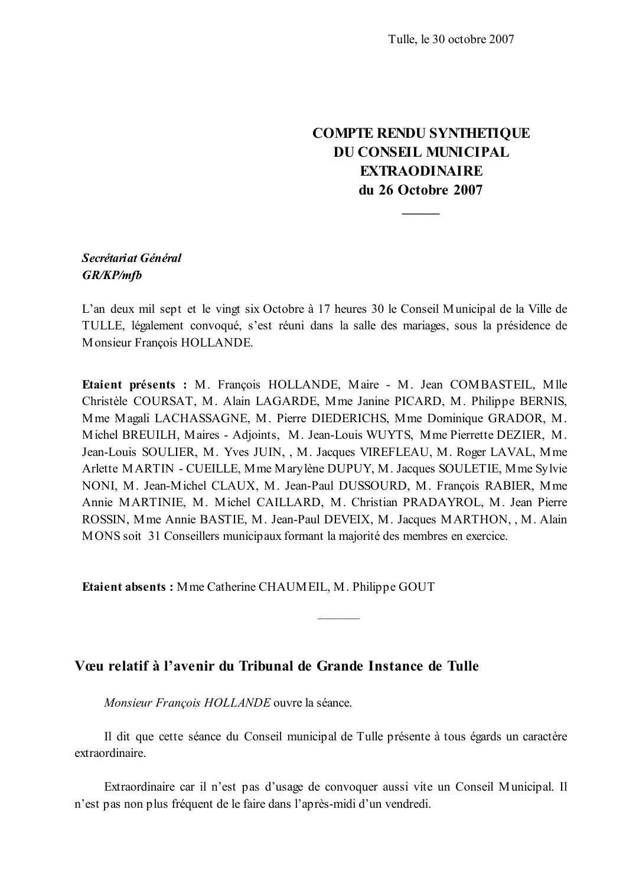Tulle, le 30 octobre 2007

# COMPTE RENDU SYNTHETIQUE DU CONSEIL MUNICIPAL EXTRAODINAIRE du 26 Octobre 2007

***Secrétariat Général***
***GR/KP/mfb***

L'an deux mil sept et le vingt six Octobre à 17 heures 30 le Conseil Municipal de la Ville de TULLE, légalement convoqué, s'est réuni dans la salle des mariages, sous la présidence de Monsieur François HOLLANDE.

**Etaient présents :** M. François HOLLANDE, Maire - M. Jean COMBASTEIL, Mlle Christèle COURSAT, M. Alain LAGARDE, Mme Janine PICARD, M. Philippe BERNIS, Mme Magali LACHASSAGNE, M. Pierre DIEDERICHS, Mme Dominique GRADOR, M. Michel BREUILH, Maires - Adjoints, M. Jean-Louis WUYTS, Mme Pierrette DEZIER, M. Jean-Louis SOULIER, M. Yves JUIN, , M. Jacques VIREFLEAU, M. Roger LAVAL, Mme Arlette MARTIN - CUEILLE, Mme Marylène DUPUY, M. Jacques SOULETIE, Mme Sylvie NONI, M. Jean-Michel CLAUX, M. Jean-Paul DUSSOURD, M. François RABIER, Mme Annie MARTINIE, M. Michel CAILLARD, M. Christian PRADAYROL, M. Jean Pierre ROSSIN, Mme Annie BASTIE, M. Jean-Paul DEVEIX, M. Jacques MARTHON, , M. Alain MONS soit 31 Conseillers municipaux formant la majorité des membres en exercice.

**Etaient absents :** Mme Catherine CHAUMEIL, M. Philippe GOUT

## Vœu relatif à l'avenir du Tribunal de Grande Instance de Tulle

*Monsieur François HOLLANDE* ouvre la séance.

Il dit que cette séance du Conseil municipal de Tulle présente à tous égards un caractère extraordinaire.

Extraordinaire car il n'est pas d'usage de convoquer aussi vite un Conseil Municipal. Il n'est pas non plus fréquent de le faire dans l'après-midi d'un vendredi.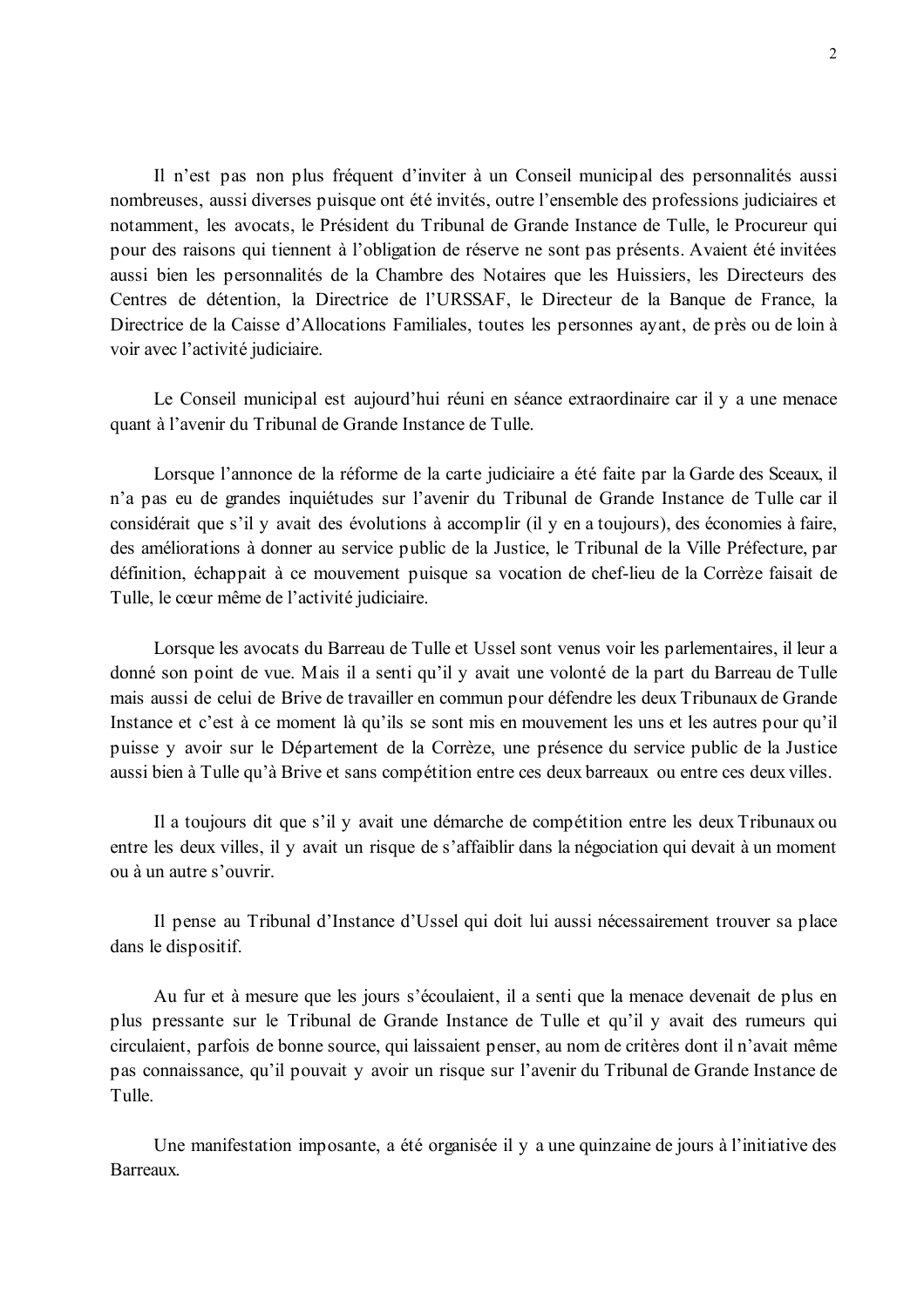Il n'est pas non plus fréquent d'inviter à un Conseil municipal des personnalités aussi nombreuses, aussi diverses puisque ont été invités, outre l'ensemble des professions judiciaires et notamment, les avocats, le Président du Tribunal de Grande Instance de Tulle, le Procureur qui pour des raisons qui tiennent à l'obligation de réserve ne sont pas présents. Avaient été invitées aussi bien les personnalités de la Chambre des Notaires que les Huissiers, les Directeurs des Centres de détention, la Directrice de l'URSSAF, le Directeur de la Banque de France, la Directrice de la Caisse d'Allocations Familiales, toutes les personnes ayant, de près ou de loin à voir avec l'activité judiciaire.

Le Conseil municipal est aujourd'hui réuni en séance extraordinaire car il y a une menace quant à l'avenir du Tribunal de Grande Instance de Tulle.

Lorsque l'annonce de la réforme de la carte judiciaire a été faite par la Garde des Sceaux, il n'a pas eu de grandes inquiétudes sur l'avenir du Tribunal de Grande Instance de Tulle car il considérait que s'il y avait des évolutions à accomplir (il y en a toujours), des économies à faire, des améliorations à donner au service public de la Justice, le Tribunal de la Ville Préfecture, par définition, échappait à ce mouvement puisque sa vocation de chef-lieu de la Corrèze faisait de Tulle, le cœur même de l'activité judiciaire.

Lorsque les avocats du Barreau de Tulle et Ussel sont venus voir les parlementaires, il leur a donné son point de vue. Mais il a senti qu'il y avait une volonté de la part du Barreau de Tulle mais aussi de celui de Brive de travailler en commun pour défendre les deux Tribunaux de Grande Instance et c'est à ce moment là qu'ils se sont mis en mouvement les uns et les autres pour qu'il puisse y avoir sur le Département de la Corrèze, une présence du service public de la Justice aussi bien à Tulle qu'à Brive et sans compétition entre ces deux barreaux ou entre ces deux villes.

Il a toujours dit que s'il y avait une démarche de compétition entre les deux Tribunaux ou entre les deux villes, il y avait un risque de s'affaiblir dans la négociation qui devait à un moment ou à un autre s'ouvrir.

Il pense au Tribunal d'Instance d'Ussel qui doit lui aussi nécessairement trouver sa place dans le dispositif.

Au fur et à mesure que les jours s'écoulaient, il a senti que la menace devenait de plus en plus pressante sur le Tribunal de Grande Instance de Tulle et qu'il y avait des rumeurs qui circulaient, parfois de bonne source, qui laissaient penser, au nom de critères dont il n'avait même pas connaissance, qu'il pouvait y avoir un risque sur l'avenir du Tribunal de Grande Instance de Tulle.

Une manifestation imposante, a été organisée il y a une quinzaine de jours à l'initiative des Barreaux.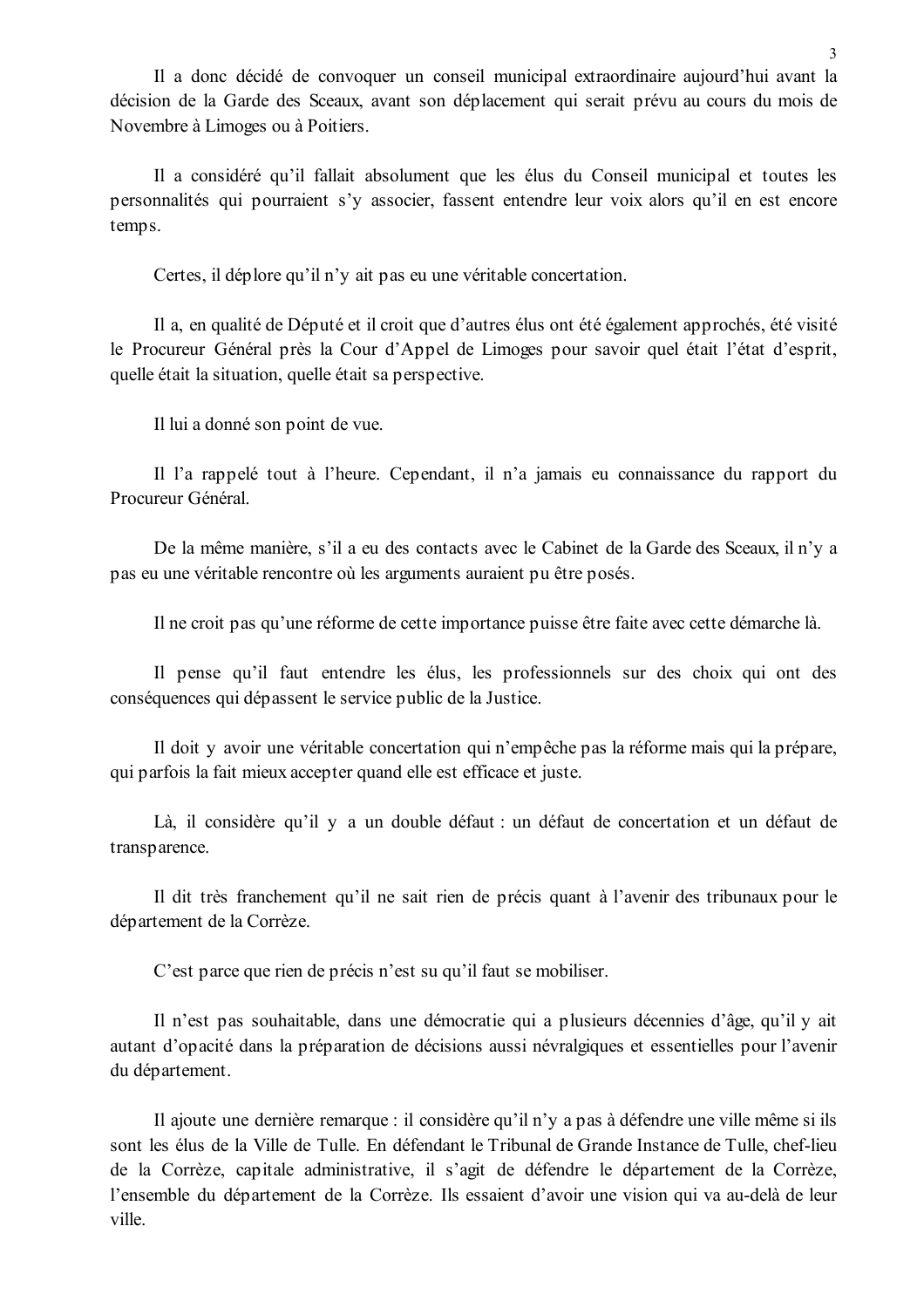Il a donc décidé de convoquer un conseil municipal extraordinaire aujourd'hui avant la décision de la Garde des Sceaux, avant son déplacement qui serait prévu au cours du mois de Novembre à Limoges ou à Poitiers.

Il a considéré qu'il fallait absolument que les élus du Conseil municipal et toutes les personnalités qui pourraient s'y associer, fassent entendre leur voix alors qu'il en est encore temps.

Certes, il déplore qu'il n'y ait pas eu une véritable concertation.

Il a, en qualité de Député et il croit que d'autres élus ont été également approchés, été visité le Procureur Général près la Cour d'Appel de Limoges pour savoir quel était l'état d'esprit, quelle était la situation, quelle était sa perspective.

Il lui a donné son point de vue.

Il l'a rappelé tout à l'heure. Cependant, il n'a jamais eu connaissance du rapport du Procureur Général.

De la même manière, s'il a eu des contacts avec le Cabinet de la Garde des Sceaux, il n'y a pas eu une véritable rencontre où les arguments auraient pu être posés.

Il ne croit pas qu'une réforme de cette importance puisse être faite avec cette démarche là.

Il pense qu'il faut entendre les élus, les professionnels sur des choix qui ont des conséquences qui dépassent le service public de la Justice.

Il doit y avoir une véritable concertation qui n'empêche pas la réforme mais qui la prépare, qui parfois la fait mieux accepter quand elle est efficace et juste.

Là, il considère qu'il y a un double défaut : un défaut de concertation et un défaut de transparence.

Il dit très franchement qu'il ne sait rien de précis quant à l'avenir des tribunaux pour le département de la Corrèze.

C'est parce que rien de précis n'est su qu'il faut se mobiliser.

Il n'est pas souhaitable, dans une démocratie qui a plusieurs décennies d'âge, qu'il y ait autant d'opacité dans la préparation de décisions aussi névralgiques et essentielles pour l'avenir du département.

Il ajoute une dernière remarque : il considère qu'il n'y a pas à défendre une ville même si ils sont les élus de la Ville de Tulle. En défendant le Tribunal de Grande Instance de Tulle, chef-lieu de la Corrèze, capitale administrative, il s'agit de défendre le département de la Corrèze, l'ensemble du département de la Corrèze. Ils essaient d'avoir une vision qui va au-delà de leur ville.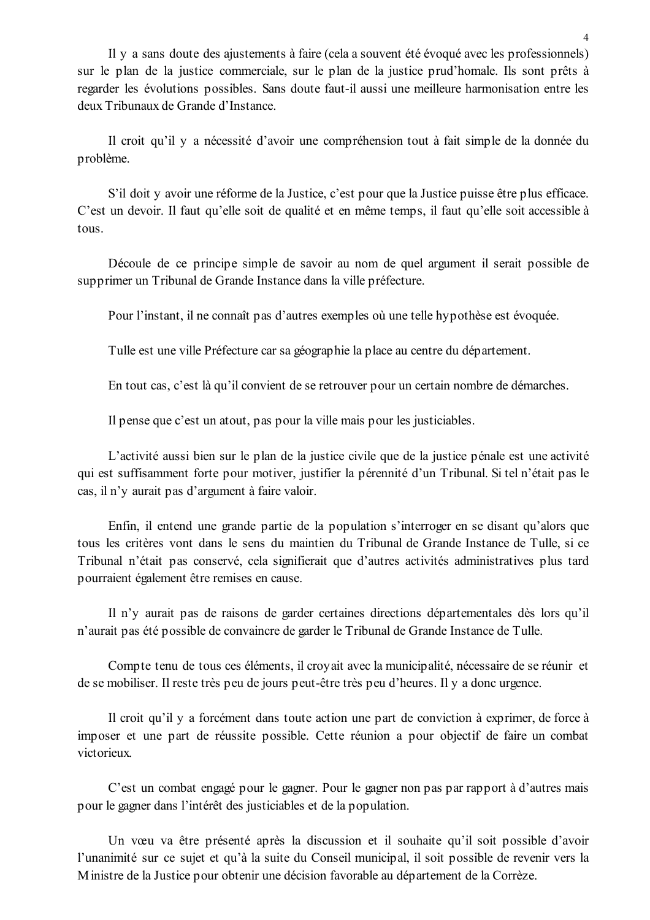Il y a sans doute des ajustements à faire (cela a souvent été évoqué avec les professionnels) sur le plan de la justice commerciale, sur le plan de la justice prud'homale. Ils sont prêts à regarder les évolutions possibles. Sans doute faut-il aussi une meilleure harmonisation entre les deux Tribunaux de Grande d'Instance.

Il croit qu'il y a nécessité d'avoir une compréhension tout à fait simple de la donnée du problème.

S'il doit y avoir une réforme de la Justice, c'est pour que la Justice puisse être plus efficace. C'est un devoir. Il faut qu'elle soit de qualité et en même temps, il faut qu'elle soit accessible à tous.

Découle de ce principe simple de savoir au nom de quel argument il serait possible de supprimer un Tribunal de Grande Instance dans la ville préfecture.

Pour l'instant, il ne connaît pas d'autres exemples où une telle hypothèse est évoquée.

Tulle est une ville Préfecture car sa géographie la place au centre du département.

En tout cas, c'est là qu'il convient de se retrouver pour un certain nombre de démarches.

Il pense que c'est un atout, pas pour la ville mais pour les justiciables.

L'activité aussi bien sur le plan de la justice civile que de la justice pénale est une activité qui est suffisamment forte pour motiver, justifier la pérennité d'un Tribunal. Si tel n'était pas le cas, il n'y aurait pas d'argument à faire valoir.

Enfin, il entend une grande partie de la population s'interroger en se disant qu'alors que tous les critères vont dans le sens du maintien du Tribunal de Grande Instance de Tulle, si ce Tribunal n'était pas conservé, cela signifierait que d'autres activités administratives plus tard pourraient également être remises en cause.

Il n'y aurait pas de raisons de garder certaines directions départementales dès lors qu'il n'aurait pas été possible de convaincre de garder le Tribunal de Grande Instance de Tulle.

Compte tenu de tous ces éléments, il croyait avec la municipalité, nécessaire de se réunir et de se mobiliser. Il reste très peu de jours peut-être très peu d'heures. Il y a donc urgence.

Il croit qu'il y a forcément dans toute action une part de conviction à exprimer, de force à imposer et une part de réussite possible. Cette réunion a pour objectif de faire un combat victorieux.

C'est un combat engagé pour le gagner. Pour le gagner non pas par rapport à d'autres mais pour le gagner dans l'intérêt des justiciables et de la population.

Un vœu va être présenté après la discussion et il souhaite qu'il soit possible d'avoir l'unanimité sur ce sujet et qu'à la suite du Conseil municipal, il soit possible de revenir vers la Ministre de la Justice pour obtenir une décision favorable au département de la Corrèze.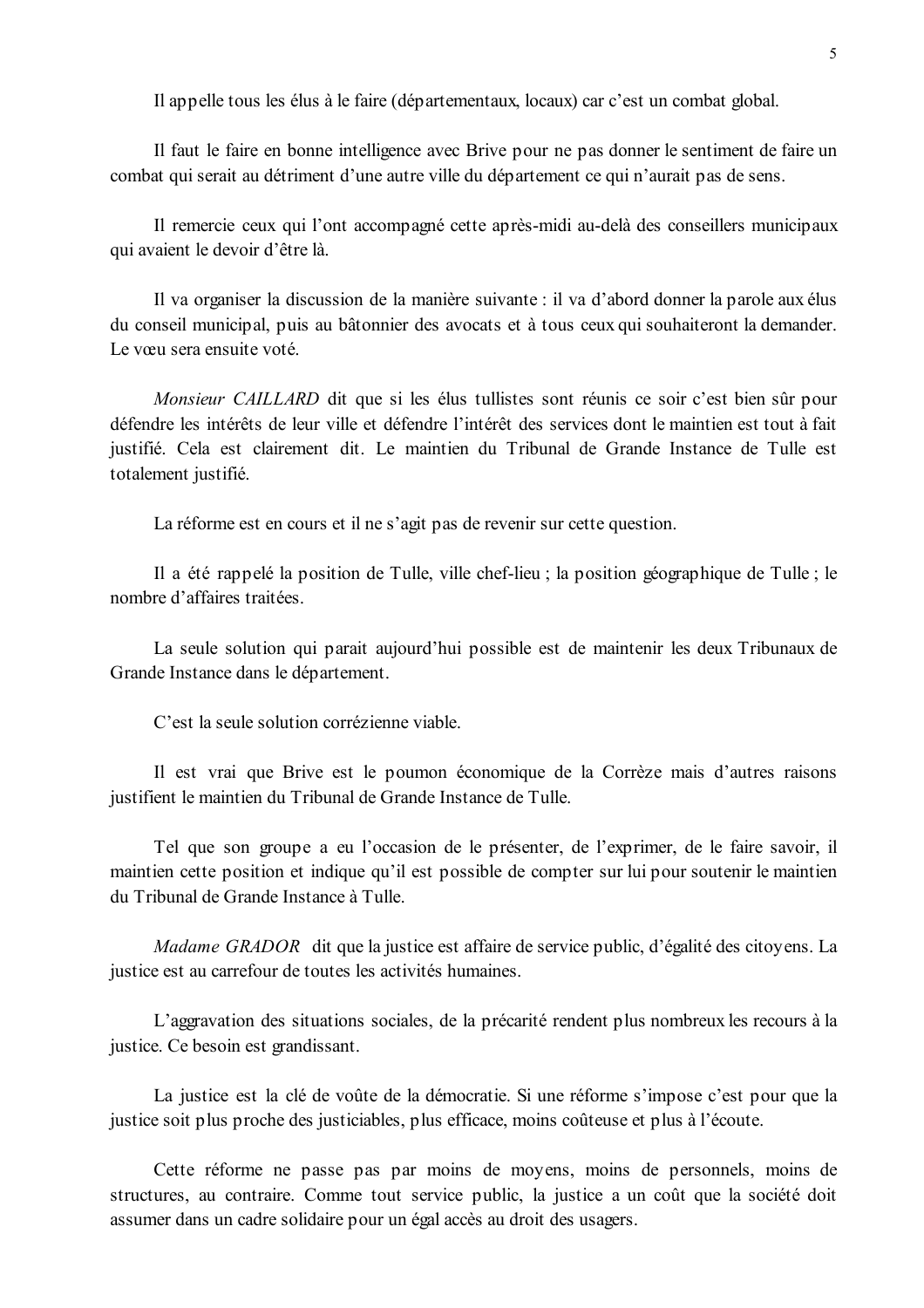Il appelle tous les élus à le faire (départementaux, locaux) car c'est un combat global.

Il faut le faire en bonne intelligence avec Brive pour ne pas donner le sentiment de faire un combat qui serait au détriment d'une autre ville du département ce qui n'aurait pas de sens.

Il remercie ceux qui l'ont accompagné cette après-midi au-delà des conseillers municipaux qui avaient le devoir d'être là.

Il va organiser la discussion de la manière suivante : il va d'abord donner la parole aux élus du conseil municipal, puis au bâtonnier des avocats et à tous ceux qui souhaiteront la demander. Le vœu sera ensuite voté.

*Monsieur CAILLARD* dit que si les élus tullistes sont réunis ce soir c'est bien sûr pour défendre les intérêts de leur ville et défendre l'intérêt des services dont le maintien est tout à fait justifié. Cela est clairement dit. Le maintien du Tribunal de Grande Instance de Tulle est totalement justifié.

La réforme est en cours et il ne s'agit pas de revenir sur cette question.

Il a été rappelé la position de Tulle, ville chef-lieu ; la position géographique de Tulle ; le nombre d'affaires traitées.

La seule solution qui parait aujourd'hui possible est de maintenir les deux Tribunaux de Grande Instance dans le département.

C'est la seule solution corrézienne viable.

Il est vrai que Brive est le poumon économique de la Corrèze mais d'autres raisons justifient le maintien du Tribunal de Grande Instance de Tulle.

Tel que son groupe a eu l'occasion de le présenter, de l'exprimer, de le faire savoir, il maintien cette position et indique qu'il est possible de compter sur lui pour soutenir le maintien du Tribunal de Grande Instance à Tulle.

*Madame GRADOR* dit que la justice est affaire de service public, d'égalité des citoyens. La justice est au carrefour de toutes les activités humaines.

L'aggravation des situations sociales, de la précarité rendent plus nombreux les recours à la justice. Ce besoin est grandissant.

La justice est la clé de voûte de la démocratie. Si une réforme s'impose c'est pour que la justice soit plus proche des justiciables, plus efficace, moins coûteuse et plus à l'écoute.

Cette réforme ne passe pas par moins de moyens, moins de personnels, moins de structures, au contraire. Comme tout service public, la justice a un coût que la société doit assumer dans un cadre solidaire pour un égal accès au droit des usagers.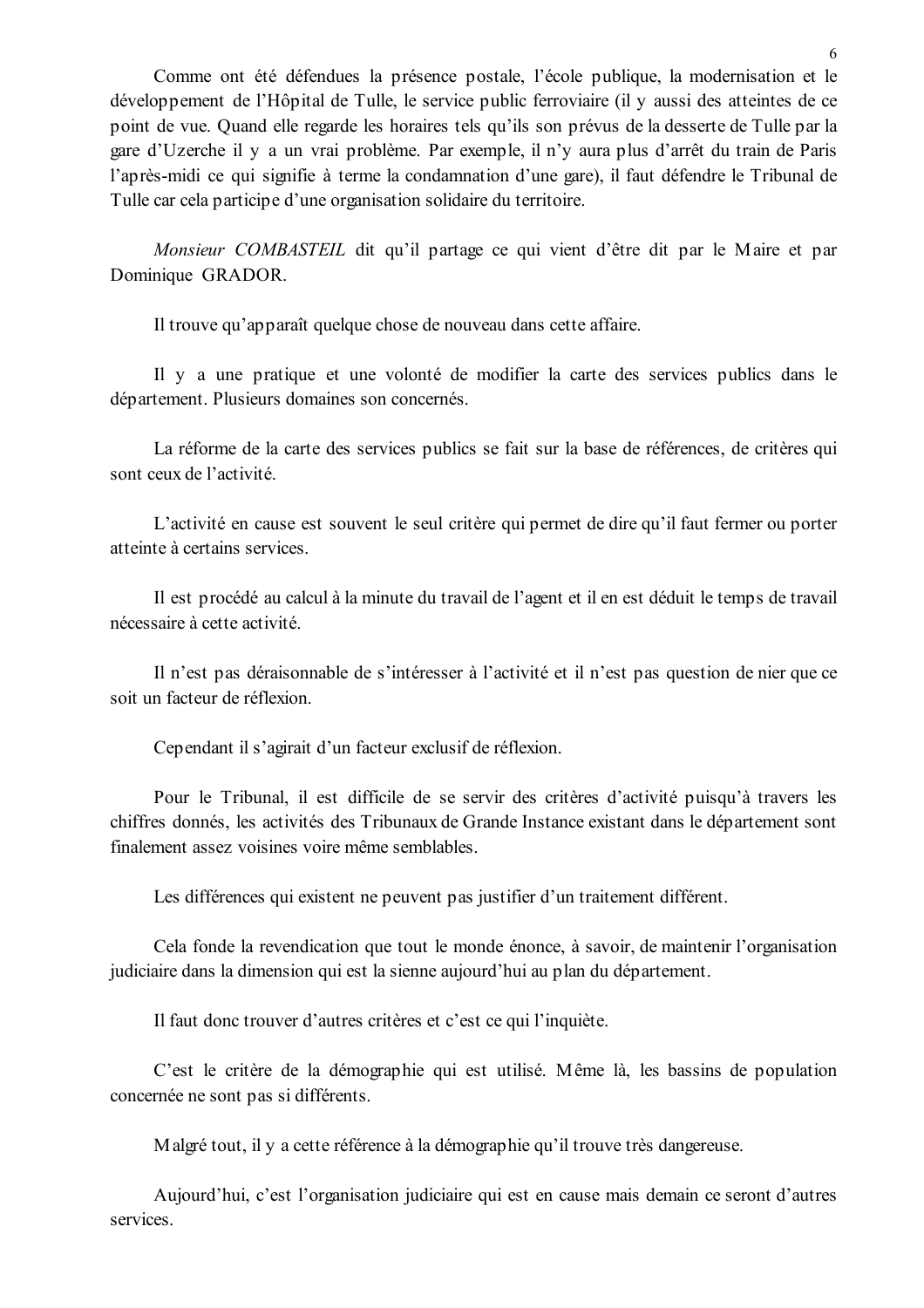Comme ont été défendues la présence postale, l'école publique, la modernisation et le développement de l'Hôpital de Tulle, le service public ferroviaire (il y aussi des atteintes de ce point de vue. Quand elle regarde les horaires tels qu'ils son prévus de la desserte de Tulle par la gare d'Uzerche il y a un vrai problème. Par exemple, il n'y aura plus d'arrêt du train de Paris l'après-midi ce qui signifie à terme la condamnation d'une gare), il faut défendre le Tribunal de Tulle car cela participe d'une organisation solidaire du territoire.

*Monsieur COMBASTEIL* dit qu'il partage ce qui vient d'être dit par le Maire et par Dominique GRADOR.

Il trouve qu'apparaît quelque chose de nouveau dans cette affaire.

Il y a une pratique et une volonté de modifier la carte des services publics dans le département. Plusieurs domaines son concernés.

La réforme de la carte des services publics se fait sur la base de références, de critères qui sont ceux de l'activité.

L'activité en cause est souvent le seul critère qui permet de dire qu'il faut fermer ou porter atteinte à certains services.

Il est procédé au calcul à la minute du travail de l'agent et il en est déduit le temps de travail nécessaire à cette activité.

Il n'est pas déraisonnable de s'intéresser à l'activité et il n'est pas question de nier que ce soit un facteur de réflexion.

Cependant il s'agirait d'un facteur exclusif de réflexion.

Pour le Tribunal, il est difficile de se servir des critères d'activité puisqu'à travers les chiffres donnés, les activités des Tribunaux de Grande Instance existant dans le département sont finalement assez voisines voire même semblables.

Les différences qui existent ne peuvent pas justifier d'un traitement différent.

Cela fonde la revendication que tout le monde énonce, à savoir, de maintenir l'organisation judiciaire dans la dimension qui est la sienne aujourd'hui au plan du département.

Il faut donc trouver d'autres critères et c'est ce qui l'inquiète.

C'est le critère de la démographie qui est utilisé. Même là, les bassins de population concernée ne sont pas si différents.

Malgré tout, il y a cette référence à la démographie qu'il trouve très dangereuse.

Aujourd'hui, c'est l'organisation judiciaire qui est en cause mais demain ce seront d'autres services.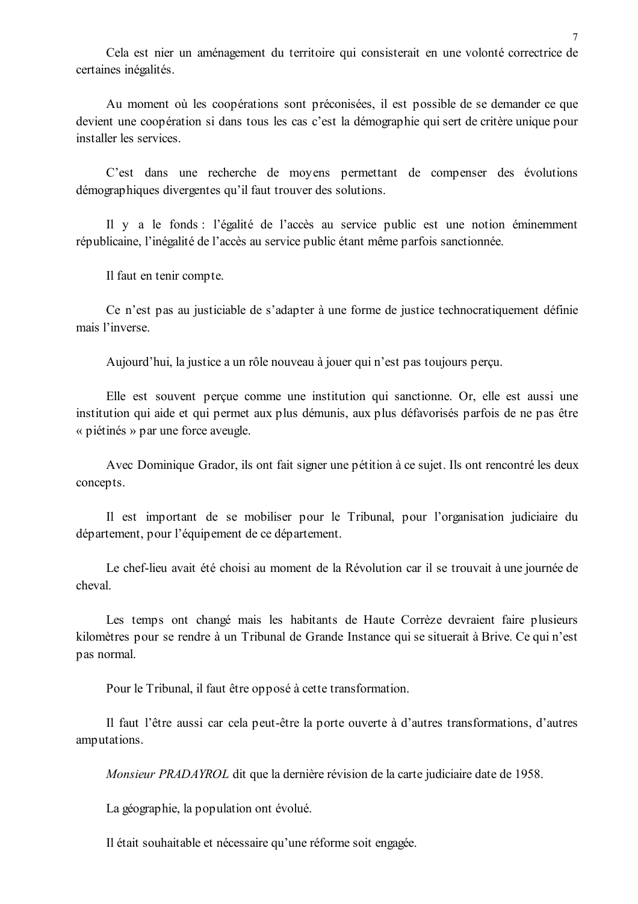Cela est nier un aménagement du territoire qui consisterait en une volonté correctrice de certaines inégalités.

Au moment où les coopérations sont préconisées, il est possible de se demander ce que devient une coopération si dans tous les cas c'est la démographie qui sert de critère unique pour installer les services.

C'est dans une recherche de moyens permettant de compenser des évolutions démographiques divergentes qu'il faut trouver des solutions.

Il y a le fonds : l'égalité de l'accès au service public est une notion éminemment républicaine, l'inégalité de l'accès au service public étant même parfois sanctionnée.

Il faut en tenir compte.

Ce n'est pas au justiciable de s'adapter à une forme de justice technocratiquement définie mais l'inverse.

Aujourd'hui, la justice a un rôle nouveau à jouer qui n'est pas toujours perçu.

Elle est souvent perçue comme une institution qui sanctionne. Or, elle est aussi une institution qui aide et qui permet aux plus démunis, aux plus défavorisés parfois de ne pas être « piétinés » par une force aveugle.

Avec Dominique Grador, ils ont fait signer une pétition à ce sujet. Ils ont rencontré les deux concepts.

Il est important de se mobiliser pour le Tribunal, pour l'organisation judiciaire du département, pour l'équipement de ce département.

Le chef-lieu avait été choisi au moment de la Révolution car il se trouvait à une journée de cheval.

Les temps ont changé mais les habitants de Haute Corrèze devraient faire plusieurs kilomètres pour se rendre à un Tribunal de Grande Instance qui se situerait à Brive. Ce qui n'est pas normal.

Pour le Tribunal, il faut être opposé à cette transformation.

Il faut l'être aussi car cela peut-être la porte ouverte à d'autres transformations, d'autres amputations.

*Monsieur PRADAYROL* dit que la dernière révision de la carte judiciaire date de 1958.

La géographie, la population ont évolué.

Il était souhaitable et nécessaire qu'une réforme soit engagée.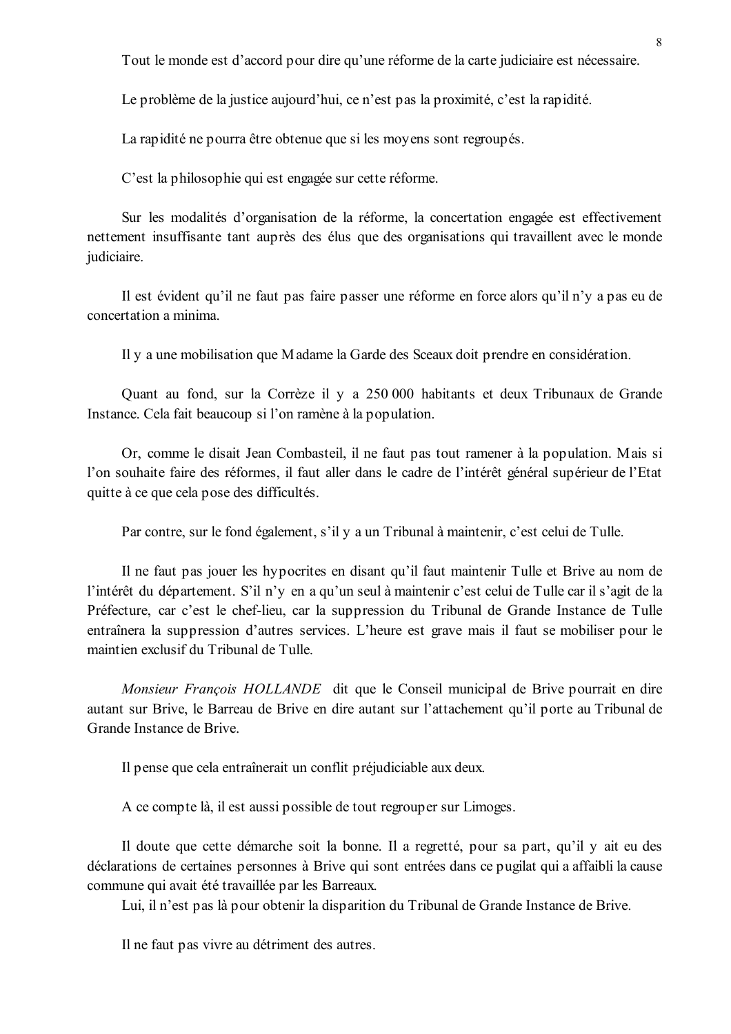Tout le monde est d'accord pour dire qu'une réforme de la carte judiciaire est nécessaire.

Le problème de la justice aujourd'hui, ce n'est pas la proximité, c'est la rapidité.

La rapidité ne pourra être obtenue que si les moyens sont regroupés.

C'est la philosophie qui est engagée sur cette réforme.

Sur les modalités d'organisation de la réforme, la concertation engagée est effectivement nettement insuffisante tant auprès des élus que des organisations qui travaillent avec le monde judiciaire.

Il est évident qu'il ne faut pas faire passer une réforme en force alors qu'il n'y a pas eu de concertation a minima.

Il y a une mobilisation que Madame la Garde des Sceaux doit prendre en considération.

Quant au fond, sur la Corrèze il y a 250 000 habitants et deux Tribunaux de Grande Instance. Cela fait beaucoup si l'on ramène à la population.

Or, comme le disait Jean Combasteil, il ne faut pas tout ramener à la population. Mais si l'on souhaite faire des réformes, il faut aller dans le cadre de l'intérêt général supérieur de l'Etat quitte à ce que cela pose des difficultés.

Par contre, sur le fond également, s'il y a un Tribunal à maintenir, c'est celui de Tulle.

Il ne faut pas jouer les hypocrites en disant qu'il faut maintenir Tulle et Brive au nom de l'intérêt du département. S'il n'y en a qu'un seul à maintenir c'est celui de Tulle car il s'agit de la Préfecture, car c'est le chef-lieu, car la suppression du Tribunal de Grande Instance de Tulle entraînera la suppression d'autres services. L'heure est grave mais il faut se mobiliser pour le maintien exclusif du Tribunal de Tulle.

*Monsieur François HOLLANDE* dit que le Conseil municipal de Brive pourrait en dire autant sur Brive, le Barreau de Brive en dire autant sur l'attachement qu'il porte au Tribunal de Grande Instance de Brive.

Il pense que cela entraînerait un conflit préjudiciable aux deux.

A ce compte là, il est aussi possible de tout regrouper sur Limoges.

Il doute que cette démarche soit la bonne. Il a regretté, pour sa part, qu'il y ait eu des déclarations de certaines personnes à Brive qui sont entrées dans ce pugilat qui a affaibli la cause commune qui avait été travaillée par les Barreaux.
Lui, il n'est pas là pour obtenir la disparition du Tribunal de Grande Instance de Brive.

Il ne faut pas vivre au détriment des autres.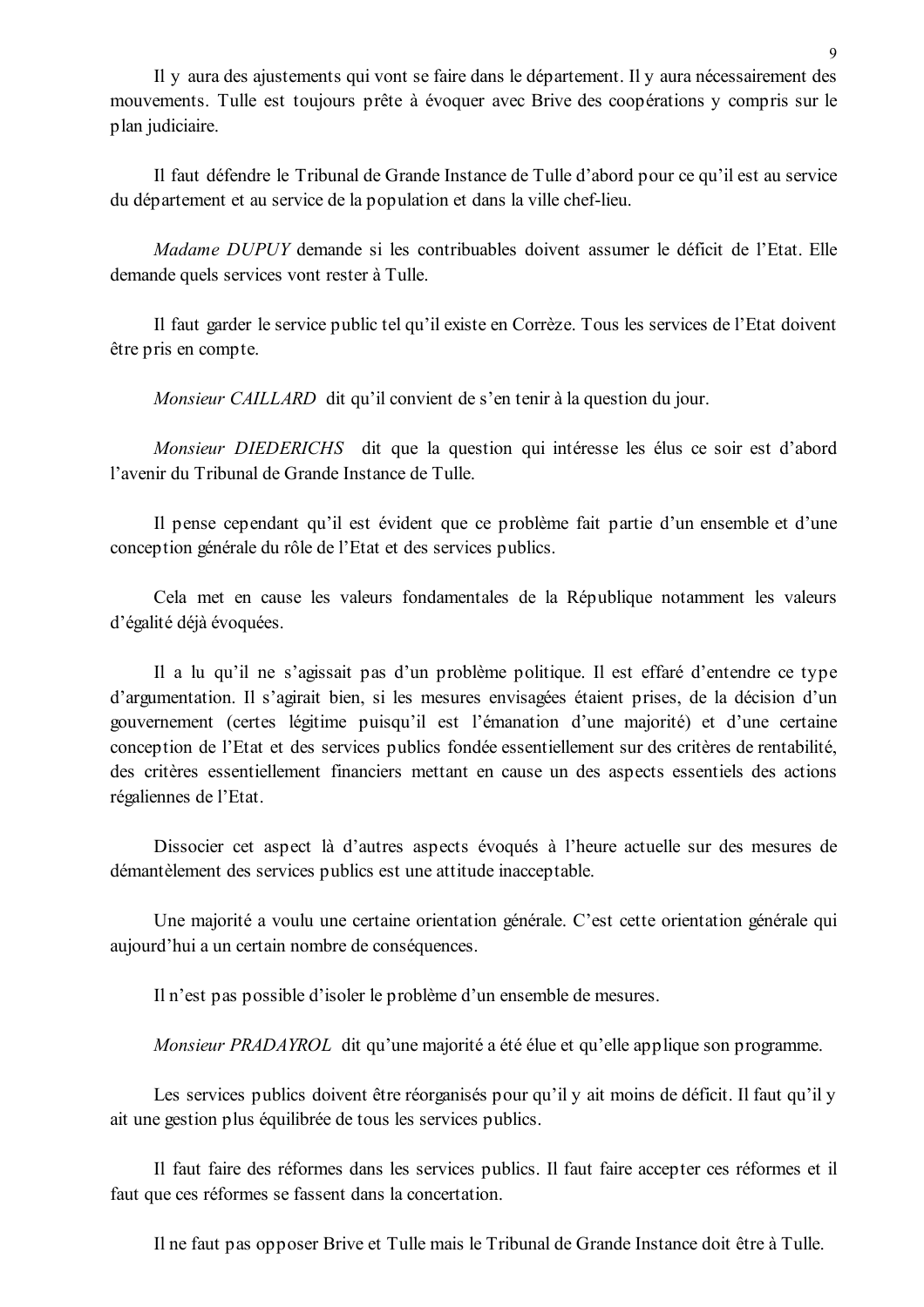Il y aura des ajustements qui vont se faire dans le département. Il y aura nécessairement des mouvements. Tulle est toujours prête à évoquer avec Brive des coopérations y compris sur le plan judiciaire.

Il faut défendre le Tribunal de Grande Instance de Tulle d'abord pour ce qu'il est au service du département et au service de la population et dans la ville chef-lieu.

*Madame DUPUY* demande si les contribuables doivent assumer le déficit de l'Etat. Elle demande quels services vont rester à Tulle.

Il faut garder le service public tel qu'il existe en Corrèze. Tous les services de l'Etat doivent être pris en compte.

*Monsieur CAILLARD* dit qu'il convient de s'en tenir à la question du jour.

*Monsieur DIEDERICHS* dit que la question qui intéresse les élus ce soir est d'abord l'avenir du Tribunal de Grande Instance de Tulle.

Il pense cependant qu'il est évident que ce problème fait partie d'un ensemble et d'une conception générale du rôle de l'Etat et des services publics.

Cela met en cause les valeurs fondamentales de la République notamment les valeurs d'égalité déjà évoquées.

Il a lu qu'il ne s'agissait pas d'un problème politique. Il est effaré d'entendre ce type d'argumentation. Il s'agirait bien, si les mesures envisagées étaient prises, de la décision d'un gouvernement (certes légitime puisqu'il est l'émanation d'une majorité) et d'une certaine conception de l'Etat et des services publics fondée essentiellement sur des critères de rentabilité, des critères essentiellement financiers mettant en cause un des aspects essentiels des actions régaliennes de l'Etat.

Dissocier cet aspect là d'autres aspects évoqués à l'heure actuelle sur des mesures de démantèlement des services publics est une attitude inacceptable.

Une majorité a voulu une certaine orientation générale. C'est cette orientation générale qui aujourd'hui a un certain nombre de conséquences.

Il n'est pas possible d'isoler le problème d'un ensemble de mesures.

*Monsieur PRADAYROL* dit qu'une majorité a été élue et qu'elle applique son programme.

Les services publics doivent être réorganisés pour qu'il y ait moins de déficit. Il faut qu'il y ait une gestion plus équilibrée de tous les services publics.

Il faut faire des réformes dans les services publics. Il faut faire accepter ces réformes et il faut que ces réformes se fassent dans la concertation.

Il ne faut pas opposer Brive et Tulle mais le Tribunal de Grande Instance doit être à Tulle.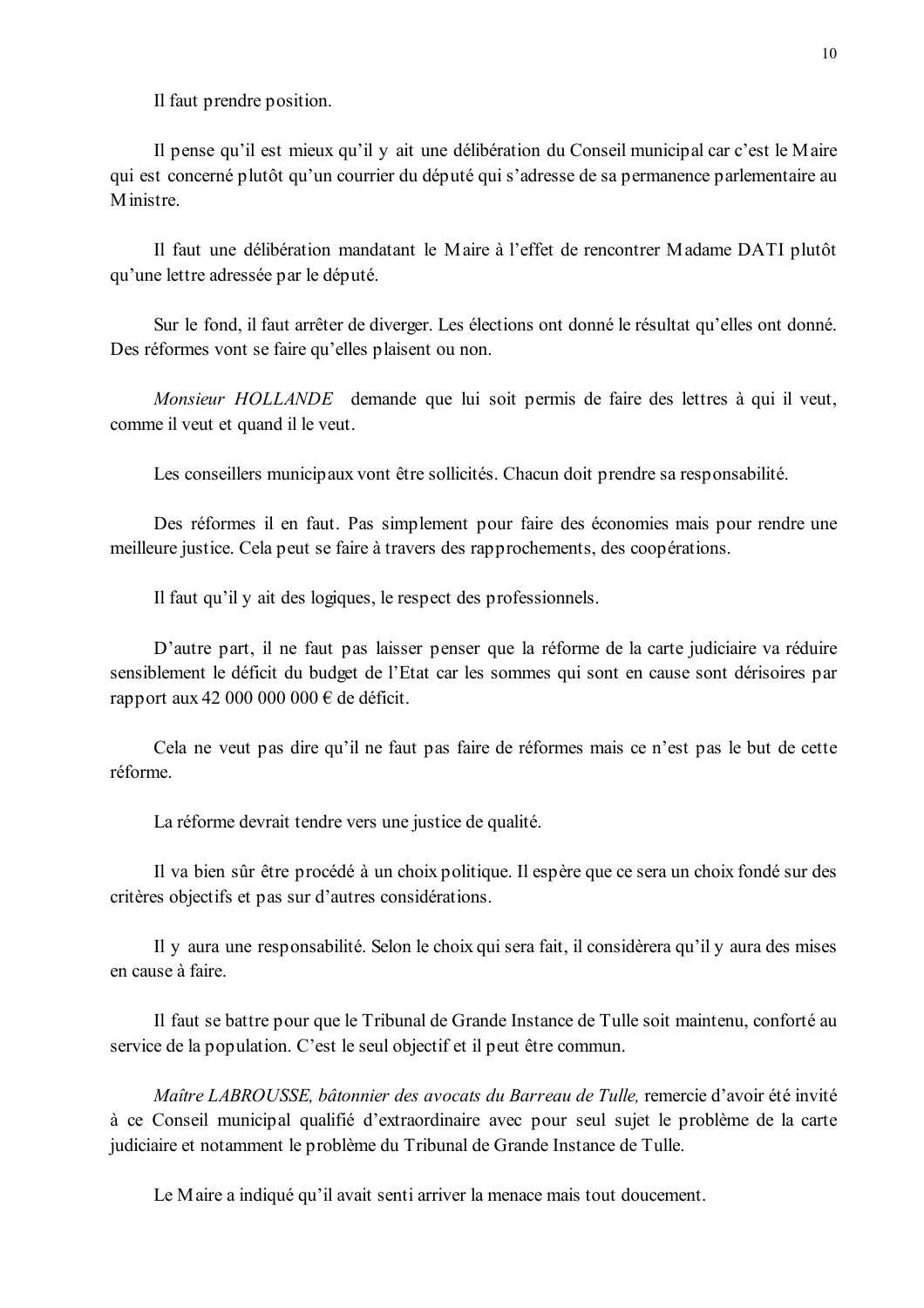Il faut prendre position.

Il pense qu'il est mieux qu'il y ait une délibération du Conseil municipal car c'est le Maire qui est concerné plutôt qu'un courrier du député qui s'adresse de sa permanence parlementaire au Ministre.

Il faut une délibération mandatant le Maire à l'effet de rencontrer Madame DATI plutôt qu'une lettre adressée par le député.

Sur le fond, il faut arrêter de diverger. Les élections ont donné le résultat qu'elles ont donné. Des réformes vont se faire qu'elles plaisent ou non.

*Monsieur HOLLANDE* demande que lui soit permis de faire des lettres à qui il veut, comme il veut et quand il le veut.

Les conseillers municipaux vont être sollicités. Chacun doit prendre sa responsabilité.

Des réformes il en faut. Pas simplement pour faire des économies mais pour rendre une meilleure justice. Cela peut se faire à travers des rapprochements, des coopérations.

Il faut qu'il y ait des logiques, le respect des professionnels.

D'autre part, il ne faut pas laisser penser que la réforme de la carte judiciaire va réduire sensiblement le déficit du budget de l'Etat car les sommes qui sont en cause sont dérisoires par rapport aux 42 000 000 000 € de déficit.

Cela ne veut pas dire qu'il ne faut pas faire de réformes mais ce n'est pas le but de cette réforme.

La réforme devrait tendre vers une justice de qualité.

Il va bien sûr être procédé à un choix politique. Il espère que ce sera un choix fondé sur des critères objectifs et pas sur d'autres considérations.

Il y aura une responsabilité. Selon le choix qui sera fait, il considèrera qu'il y aura des mises en cause à faire.

Il faut se battre pour que le Tribunal de Grande Instance de Tulle soit maintenu, conforté au service de la population. C'est le seul objectif et il peut être commun.

*Maître LABROUSSE, bâtonnier des avocats du Barreau de Tulle,* remercie d'avoir été invité à ce Conseil municipal qualifié d'extraordinaire avec pour seul sujet le problème de la carte judiciaire et notamment le problème du Tribunal de Grande Instance de Tulle.

Le Maire a indiqué qu'il avait senti arriver la menace mais tout doucement.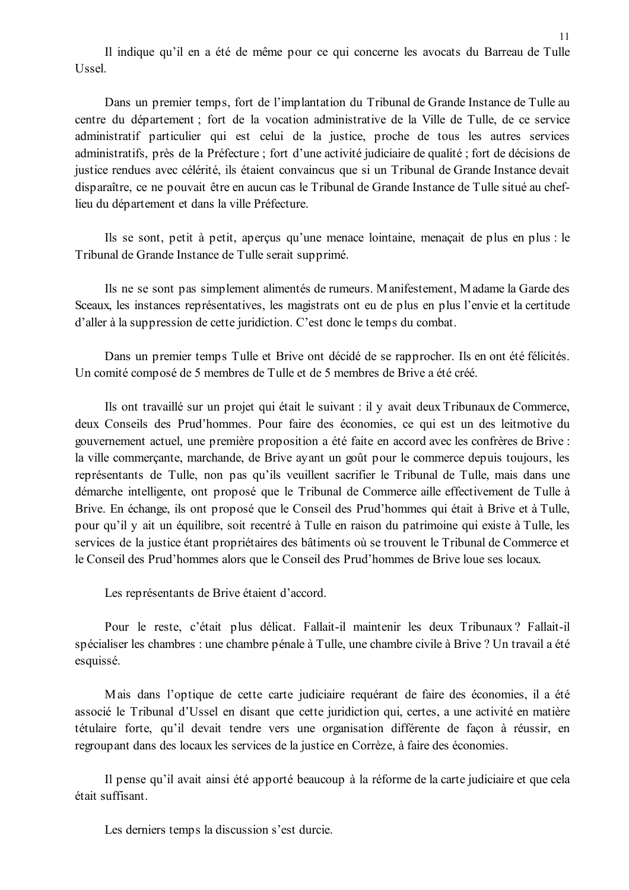Il indique qu'il en a été de même pour ce qui concerne les avocats du Barreau de Tulle Ussel.

Dans un premier temps, fort de l'implantation du Tribunal de Grande Instance de Tulle au centre du département ; fort de la vocation administrative de la Ville de Tulle, de ce service administratif particulier qui est celui de la justice, proche de tous les autres services administratifs, près de la Préfecture ; fort d'une activité judiciaire de qualité ; fort de décisions de justice rendues avec célérité, ils étaient convaincus que si un Tribunal de Grande Instance devait disparaître, ce ne pouvait être en aucun cas le Tribunal de Grande Instance de Tulle situé au chef-lieu du département et dans la ville Préfecture.

Ils se sont, petit à petit, aperçus qu'une menace lointaine, menaçait de plus en plus : le Tribunal de Grande Instance de Tulle serait supprimé.

Ils ne se sont pas simplement alimentés de rumeurs. Manifestement, Madame la Garde des Sceaux, les instances représentatives, les magistrats ont eu de plus en plus l'envie et la certitude d'aller à la suppression de cette juridiction. C'est donc le temps du combat.

Dans un premier temps Tulle et Brive ont décidé de se rapprocher. Ils en ont été félicités. Un comité composé de 5 membres de Tulle et de 5 membres de Brive a été créé.

Ils ont travaillé sur un projet qui était le suivant : il y avait deux Tribunaux de Commerce, deux Conseils des Prud'hommes. Pour faire des économies, ce qui est un des leitmotive du gouvernement actuel, une première proposition a été faite en accord avec les confrères de Brive : la ville commerçante, marchande, de Brive ayant un goût pour le commerce depuis toujours, les représentants de Tulle, non pas qu'ils veuillent sacrifier le Tribunal de Tulle, mais dans une démarche intelligente, ont proposé que le Tribunal de Commerce aille effectivement de Tulle à Brive. En échange, ils ont proposé que le Conseil des Prud'hommes qui était à Brive et à Tulle, pour qu'il y ait un équilibre, soit recentré à Tulle en raison du patrimoine qui existe à Tulle, les services de la justice étant propriétaires des bâtiments où se trouvent le Tribunal de Commerce et le Conseil des Prud'hommes alors que le Conseil des Prud'hommes de Brive loue ses locaux.

Les représentants de Brive étaient d'accord.

Pour le reste, c'était plus délicat. Fallait-il maintenir les deux Tribunaux ? Fallait-il spécialiser les chambres : une chambre pénale à Tulle, une chambre civile à Brive ? Un travail a été esquissé.

Mais dans l'optique de cette carte judiciaire requérant de faire des économies, il a été associé le Tribunal d'Ussel en disant que cette juridiction qui, certes, a une activité en matière tétulaire forte, qu'il devait tendre vers une organisation différente de façon à réussir, en regroupant dans des locaux les services de la justice en Corrèze, à faire des économies.

Il pense qu'il avait ainsi été apporté beaucoup à la réforme de la carte judiciaire et que cela était suffisant.

Les derniers temps la discussion s'est durcie.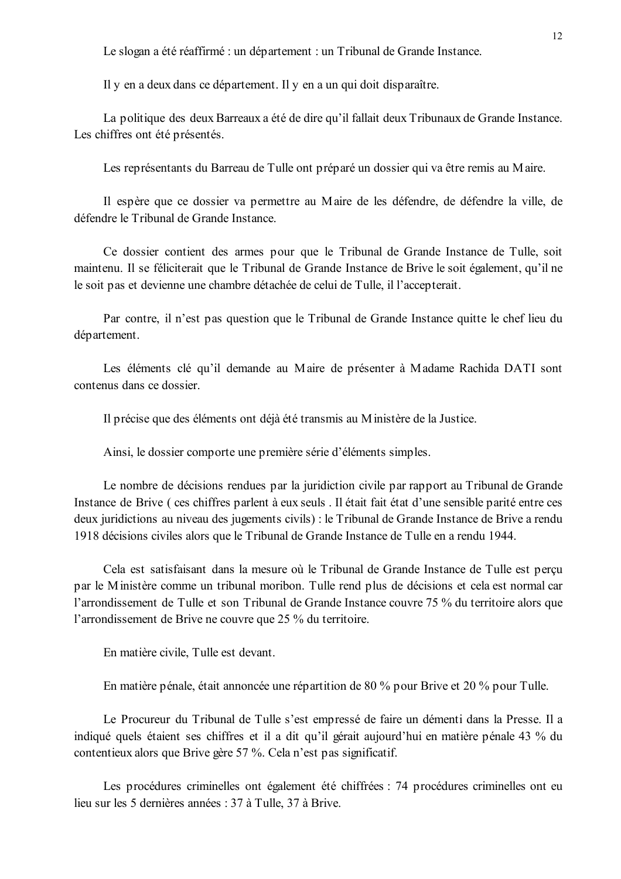Le slogan a été réaffirmé : un département : un Tribunal de Grande Instance.

Il y en a deux dans ce département. Il y en a un qui doit disparaître.

La politique des deux Barreaux a été de dire qu'il fallait deux Tribunaux de Grande Instance. Les chiffres ont été présentés.

Les représentants du Barreau de Tulle ont préparé un dossier qui va être remis au Maire.

Il espère que ce dossier va permettre au Maire de les défendre, de défendre la ville, de défendre le Tribunal de Grande Instance.

Ce dossier contient des armes pour que le Tribunal de Grande Instance de Tulle, soit maintenu. Il se féliciterait que le Tribunal de Grande Instance de Brive le soit également, qu'il ne le soit pas et devienne une chambre détachée de celui de Tulle, il l'accepterait.

Par contre, il n'est pas question que le Tribunal de Grande Instance quitte le chef lieu du département.

Les éléments clé qu'il demande au Maire de présenter à Madame Rachida DATI sont contenus dans ce dossier.

Il précise que des éléments ont déjà été transmis au Ministère de la Justice.

Ainsi, le dossier comporte une première série d'éléments simples.

Le nombre de décisions rendues par la juridiction civile par rapport au Tribunal de Grande Instance de Brive ( ces chiffres parlent à eux seuls . Il était fait état d'une sensible parité entre ces deux juridictions au niveau des jugements civils) : le Tribunal de Grande Instance de Brive a rendu 1918 décisions civiles alors que le Tribunal de Grande Instance de Tulle en a rendu 1944.

Cela est satisfaisant dans la mesure où le Tribunal de Grande Instance de Tulle est perçu par le Ministère comme un tribunal moribon. Tulle rend plus de décisions et cela est normal car l'arrondissement de Tulle et son Tribunal de Grande Instance couvre 75 % du territoire alors que l'arrondissement de Brive ne couvre que 25 % du territoire.

En matière civile, Tulle est devant.

En matière pénale, était annoncée une répartition de 80 % pour Brive et 20 % pour Tulle.

Le Procureur du Tribunal de Tulle s'est empressé de faire un démenti dans la Presse. Il a indiqué quels étaient ses chiffres et il a dit qu'il gérait aujourd'hui en matière pénale 43 % du contentieux alors que Brive gère 57 %. Cela n'est pas significatif.

Les procédures criminelles ont également été chiffrées : 74 procédures criminelles ont eu lieu sur les 5 dernières années : 37 à Tulle, 37 à Brive.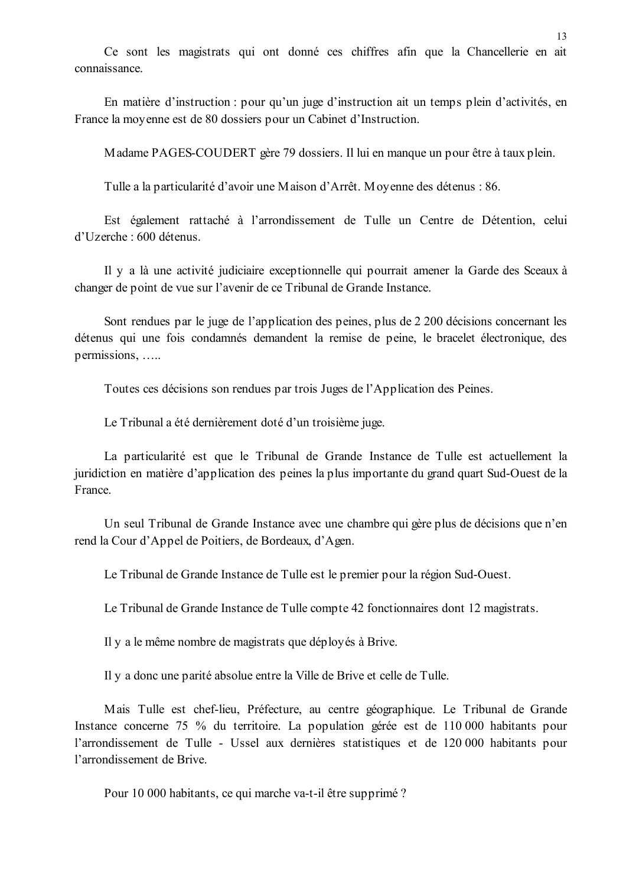Ce sont les magistrats qui ont donné ces chiffres afin que la Chancellerie en ait connaissance.

En matière d'instruction : pour qu'un juge d'instruction ait un temps plein d'activités, en France la moyenne est de 80 dossiers pour un Cabinet d'Instruction.

Madame PAGES-COUDERT gère 79 dossiers. Il lui en manque un pour être à taux plein.

Tulle a la particularité d'avoir une Maison d'Arrêt. Moyenne des détenus : 86.

Est également rattaché à l'arrondissement de Tulle un Centre de Détention, celui d'Uzerche : 600 détenus.

Il y a là une activité judiciaire exceptionnelle qui pourrait amener la Garde des Sceaux à changer de point de vue sur l'avenir de ce Tribunal de Grande Instance.

Sont rendues par le juge de l'application des peines, plus de 2 200 décisions concernant les détenus qui une fois condamnés demandent la remise de peine, le bracelet électronique, des permissions, …..

Toutes ces décisions son rendues par trois Juges de l'Application des Peines.

Le Tribunal a été dernièrement doté d'un troisième juge.

La particularité est que le Tribunal de Grande Instance de Tulle est actuellement la juridiction en matière d'application des peines la plus importante du grand quart Sud-Ouest de la France.

Un seul Tribunal de Grande Instance avec une chambre qui gère plus de décisions que n'en rend la Cour d'Appel de Poitiers, de Bordeaux, d'Agen.

Le Tribunal de Grande Instance de Tulle est le premier pour la région Sud-Ouest.

Le Tribunal de Grande Instance de Tulle compte 42 fonctionnaires dont 12 magistrats.

Il y a le même nombre de magistrats que déployés à Brive.

Il y a donc une parité absolue entre la Ville de Brive et celle de Tulle.

Mais Tulle est chef-lieu, Préfecture, au centre géographique. Le Tribunal de Grande Instance concerne 75 % du territoire. La population gérée est de 110 000 habitants pour l'arrondissement de Tulle - Ussel aux dernières statistiques et de 120 000 habitants pour l'arrondissement de Brive.

Pour 10 000 habitants, ce qui marche va-t-il être supprimé ?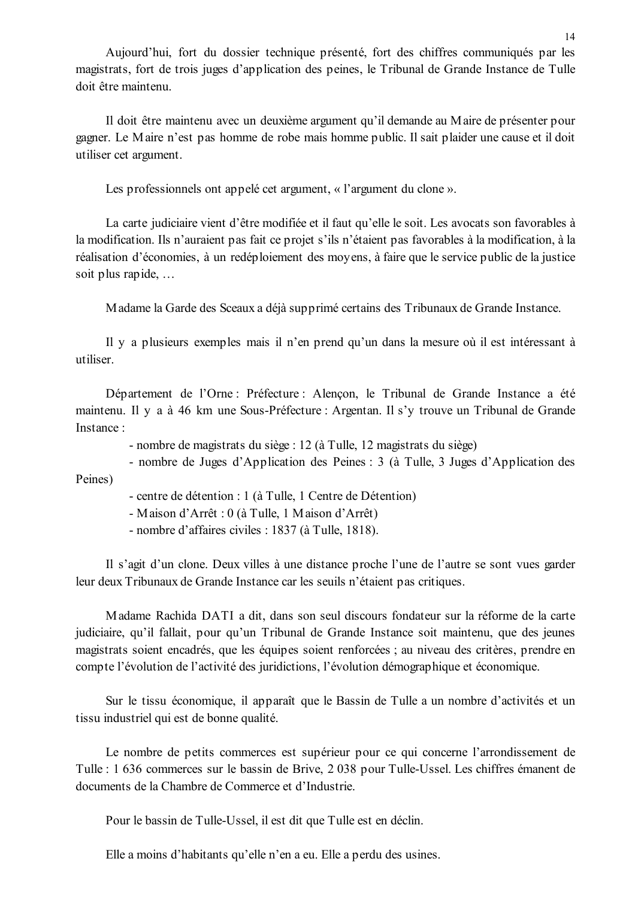Aujourd'hui, fort du dossier technique présenté, fort des chiffres communiqués par les magistrats, fort de trois juges d'application des peines, le Tribunal de Grande Instance de Tulle doit être maintenu.

Il doit être maintenu avec un deuxième argument qu'il demande au Maire de présenter pour gagner. Le Maire n'est pas homme de robe mais homme public. Il sait plaider une cause et il doit utiliser cet argument.

Les professionnels ont appelé cet argument, « l'argument du clone ».

La carte judiciaire vient d'être modifiée et il faut qu'elle le soit. Les avocats son favorables à la modification. Ils n'auraient pas fait ce projet s'ils n'étaient pas favorables à la modification, à la réalisation d'économies, à un redéploiement des moyens, à faire que le service public de la justice soit plus rapide, …

Madame la Garde des Sceaux a déjà supprimé certains des Tribunaux de Grande Instance.

Il y a plusieurs exemples mais il n'en prend qu'un dans la mesure où il est intéressant à utiliser.

Département de l'Orne : Préfecture : Alençon, le Tribunal de Grande Instance a été maintenu. Il y a à 46 km une Sous-Préfecture : Argentan. Il s'y trouve un Tribunal de Grande Instance :

- nombre de magistrats du siège : 12 (à Tulle, 12 magistrats du siège)
- nombre de Juges d'Application des Peines : 3 (à Tulle, 3 Juges d'Application des Peines)
- centre de détention : 1 (à Tulle, 1 Centre de Détention)
- Maison d'Arrêt : 0 (à Tulle, 1 Maison d'Arrêt)
- nombre d'affaires civiles : 1837 (à Tulle, 1818).

Il s'agit d'un clone. Deux villes à une distance proche l'une de l'autre se sont vues garder leur deux Tribunaux de Grande Instance car les seuils n'étaient pas critiques.

Madame Rachida DATI a dit, dans son seul discours fondateur sur la réforme de la carte judiciaire, qu'il fallait, pour qu'un Tribunal de Grande Instance soit maintenu, que des jeunes magistrats soient encadrés, que les équipes soient renforcées ; au niveau des critères, prendre en compte l'évolution de l'activité des juridictions, l'évolution démographique et économique.

Sur le tissu économique, il apparaît que le Bassin de Tulle a un nombre d'activités et un tissu industriel qui est de bonne qualité.

Le nombre de petits commerces est supérieur pour ce qui concerne l'arrondissement de Tulle : 1 636 commerces sur le bassin de Brive, 2 038 pour Tulle-Ussel. Les chiffres émanent de documents de la Chambre de Commerce et d'Industrie.

Pour le bassin de Tulle-Ussel, il est dit que Tulle est en déclin.

Elle a moins d'habitants qu'elle n'en a eu. Elle a perdu des usines.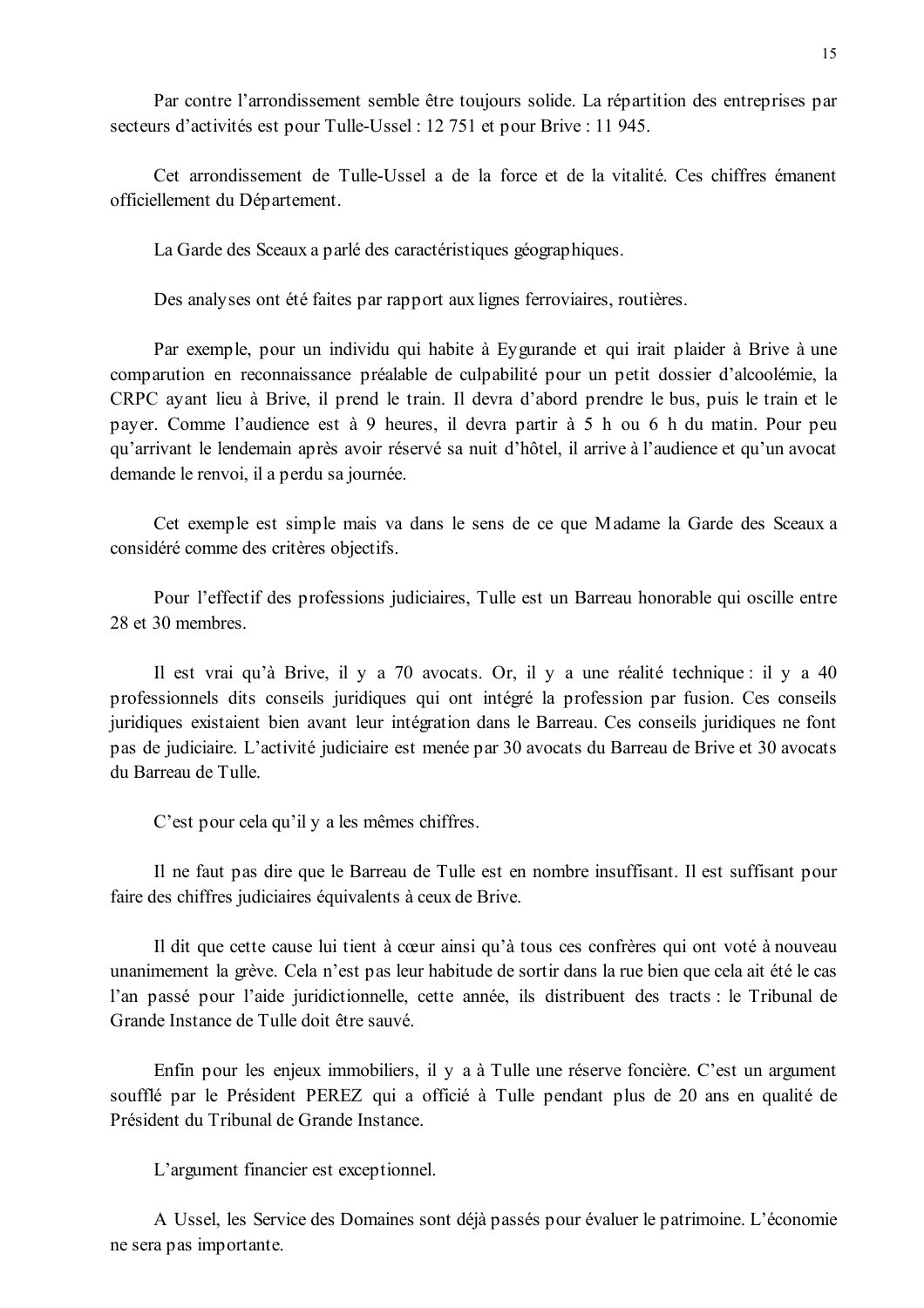Par contre l'arrondissement semble être toujours solide. La répartition des entreprises par secteurs d'activités est pour Tulle-Ussel : 12 751 et pour Brive : 11 945.

Cet arrondissement de Tulle-Ussel a de la force et de la vitalité. Ces chiffres émanent officiellement du Département.

La Garde des Sceaux a parlé des caractéristiques géographiques.

Des analyses ont été faites par rapport aux lignes ferroviaires, routières.

Par exemple, pour un individu qui habite à Eygurande et qui irait plaider à Brive à une comparution en reconnaissance préalable de culpabilité pour un petit dossier d'alcoolémie, la CRPC ayant lieu à Brive, il prend le train. Il devra d'abord prendre le bus, puis le train et le payer. Comme l'audience est à 9 heures, il devra partir à 5 h ou 6 h du matin. Pour peu qu'arrivant le lendemain après avoir réservé sa nuit d'hôtel, il arrive à l'audience et qu'un avocat demande le renvoi, il a perdu sa journée.

Cet exemple est simple mais va dans le sens de ce que Madame la Garde des Sceaux a considéré comme des critères objectifs.

Pour l'effectif des professions judiciaires, Tulle est un Barreau honorable qui oscille entre 28 et 30 membres.

Il est vrai qu'à Brive, il y a 70 avocats. Or, il y a une réalité technique : il y a 40 professionnels dits conseils juridiques qui ont intégré la profession par fusion. Ces conseils juridiques existaient bien avant leur intégration dans le Barreau. Ces conseils juridiques ne font pas de judiciaire. L'activité judiciaire est menée par 30 avocats du Barreau de Brive et 30 avocats du Barreau de Tulle.

C'est pour cela qu'il y a les mêmes chiffres.

Il ne faut pas dire que le Barreau de Tulle est en nombre insuffisant. Il est suffisant pour faire des chiffres judiciaires équivalents à ceux de Brive.

Il dit que cette cause lui tient à cœur ainsi qu'à tous ces confrères qui ont voté à nouveau unanimement la grève. Cela n'est pas leur habitude de sortir dans la rue bien que cela ait été le cas l'an passé pour l'aide juridictionnelle, cette année, ils distribuent des tracts : le Tribunal de Grande Instance de Tulle doit être sauvé.

Enfin pour les enjeux immobiliers, il y a à Tulle une réserve foncière. C'est un argument soufflé par le Président PEREZ qui a officié à Tulle pendant plus de 20 ans en qualité de Président du Tribunal de Grande Instance.

L'argument financier est exceptionnel.

A Ussel, les Service des Domaines sont déjà passés pour évaluer le patrimoine. L'économie ne sera pas importante.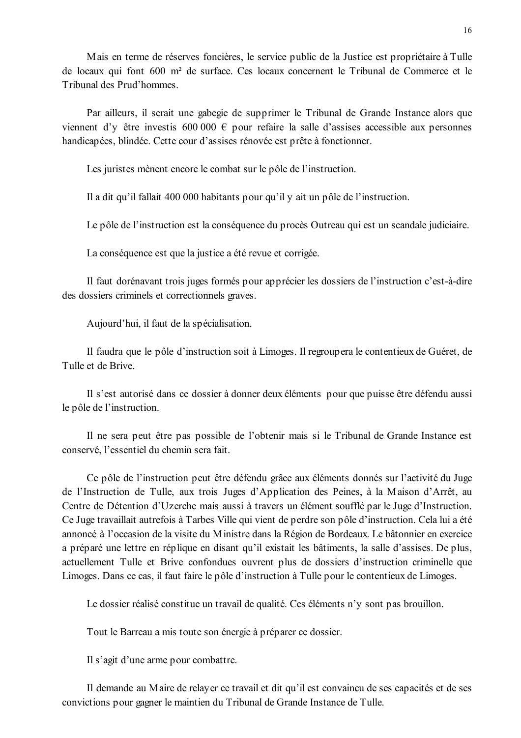Mais en terme de réserves foncières, le service public de la Justice est propriétaire à Tulle de locaux qui font 600 m² de surface. Ces locaux concernent le Tribunal de Commerce et le Tribunal des Prud'hommes.

Par ailleurs, il serait une gabegie de supprimer le Tribunal de Grande Instance alors que viennent d'y être investis 600 000 € pour refaire la salle d'assises accessible aux personnes handicapées, blindée. Cette cour d'assises rénovée est prête à fonctionner.

Les juristes mènent encore le combat sur le pôle de l'instruction.

Il a dit qu'il fallait 400 000 habitants pour qu'il y ait un pôle de l'instruction.

Le pôle de l'instruction est la conséquence du procès Outreau qui est un scandale judiciaire.

La conséquence est que la justice a été revue et corrigée.

Il faut dorénavant trois juges formés pour apprécier les dossiers de l'instruction c'est-à-dire des dossiers criminels et correctionnels graves.

Aujourd'hui, il faut de la spécialisation.

Il faudra que le pôle d'instruction soit à Limoges. Il regroupera le contentieux de Guéret, de Tulle et de Brive.

Il s'est autorisé dans ce dossier à donner deux éléments pour que puisse être défendu aussi le pôle de l'instruction.

Il ne sera peut être pas possible de l'obtenir mais si le Tribunal de Grande Instance est conservé, l'essentiel du chemin sera fait.

Ce pôle de l'instruction peut être défendu grâce aux éléments donnés sur l'activité du Juge de l'Instruction de Tulle, aux trois Juges d'Application des Peines, à la Maison d'Arrêt, au Centre de Détention d'Uzerche mais aussi à travers un élément soufflé par le Juge d'Instruction. Ce Juge travaillait autrefois à Tarbes Ville qui vient de perdre son pôle d'instruction. Cela lui a été annoncé à l'occasion de la visite du Ministre dans la Région de Bordeaux. Le bâtonnier en exercice a préparé une lettre en réplique en disant qu'il existait les bâtiments, la salle d'assises. De plus, actuellement Tulle et Brive confondues ouvrent plus de dossiers d'instruction criminelle que Limoges. Dans ce cas, il faut faire le pôle d'instruction à Tulle pour le contentieux de Limoges.

Le dossier réalisé constitue un travail de qualité. Ces éléments n'y sont pas brouillon.

Tout le Barreau a mis toute son énergie à préparer ce dossier.

Il s'agit d'une arme pour combattre.

Il demande au Maire de relayer ce travail et dit qu'il est convaincu de ses capacités et de ses convictions pour gagner le maintien du Tribunal de Grande Instance de Tulle.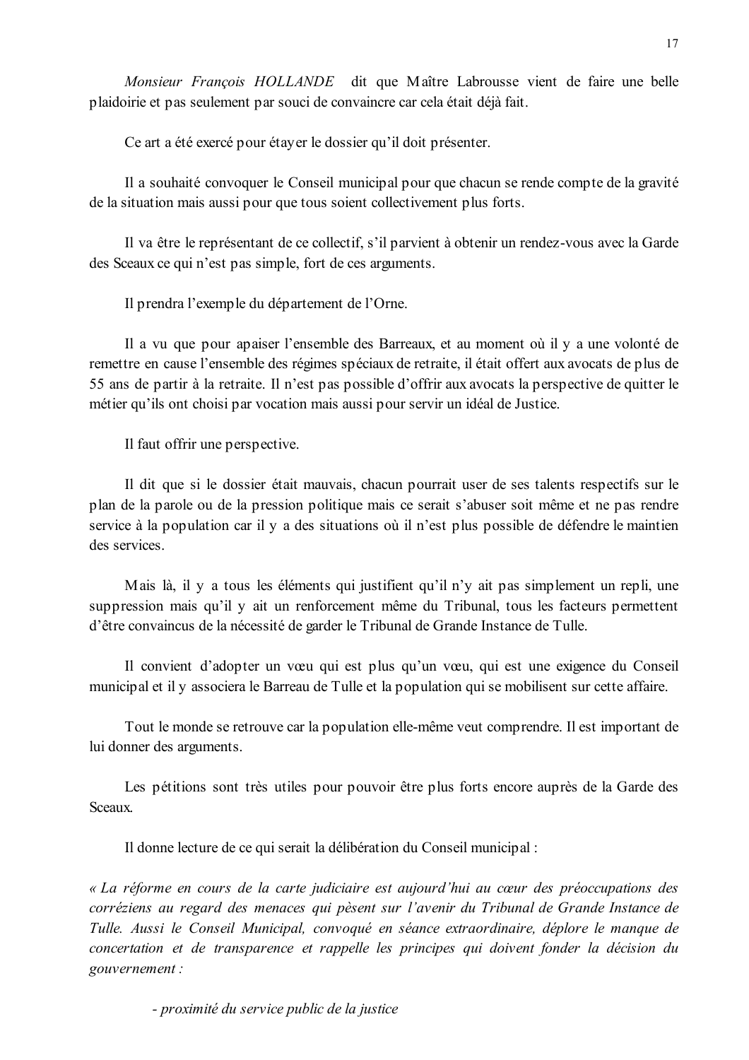*Monsieur François HOLLANDE* dit que Maître Labrousse vient de faire une belle plaidoirie et pas seulement par souci de convaincre car cela était déjà fait.

Ce art a été exercé pour étayer le dossier qu'il doit présenter.

Il a souhaité convoquer le Conseil municipal pour que chacun se rende compte de la gravité de la situation mais aussi pour que tous soient collectivement plus forts.

Il va être le représentant de ce collectif, s'il parvient à obtenir un rendez-vous avec la Garde des Sceaux ce qui n'est pas simple, fort de ces arguments.

Il prendra l'exemple du département de l'Orne.

Il a vu que pour apaiser l'ensemble des Barreaux, et au moment où il y a une volonté de remettre en cause l'ensemble des régimes spéciaux de retraite, il était offert aux avocats de plus de 55 ans de partir à la retraite. Il n'est pas possible d'offrir aux avocats la perspective de quitter le métier qu'ils ont choisi par vocation mais aussi pour servir un idéal de Justice.

Il faut offrir une perspective.

Il dit que si le dossier était mauvais, chacun pourrait user de ses talents respectifs sur le plan de la parole ou de la pression politique mais ce serait s'abuser soit même et ne pas rendre service à la population car il y a des situations où il n'est plus possible de défendre le maintien des services.

Mais là, il y a tous les éléments qui justifient qu'il n'y ait pas simplement un repli, une suppression mais qu'il y ait un renforcement même du Tribunal, tous les facteurs permettent d'être convaincus de la nécessité de garder le Tribunal de Grande Instance de Tulle.

Il convient d'adopter un vœu qui est plus qu'un vœu, qui est une exigence du Conseil municipal et il y associera le Barreau de Tulle et la population qui se mobilisent sur cette affaire.

Tout le monde se retrouve car la population elle-même veut comprendre. Il est important de lui donner des arguments.

Les pétitions sont très utiles pour pouvoir être plus forts encore auprès de la Garde des Sceaux.

Il donne lecture de ce qui serait la délibération du Conseil municipal :

*« La réforme en cours de la carte judiciaire est aujourd'hui au cœur des préoccupations des corréziens au regard des menaces qui pèsent sur l'avenir du Tribunal de Grande Instance de Tulle. Aussi le Conseil Municipal, convoqué en séance extraordinaire, déplore le manque de concertation et de transparence et rappelle les principes qui doivent fonder la décision du gouvernement :*

- *proximité du service public de la justice*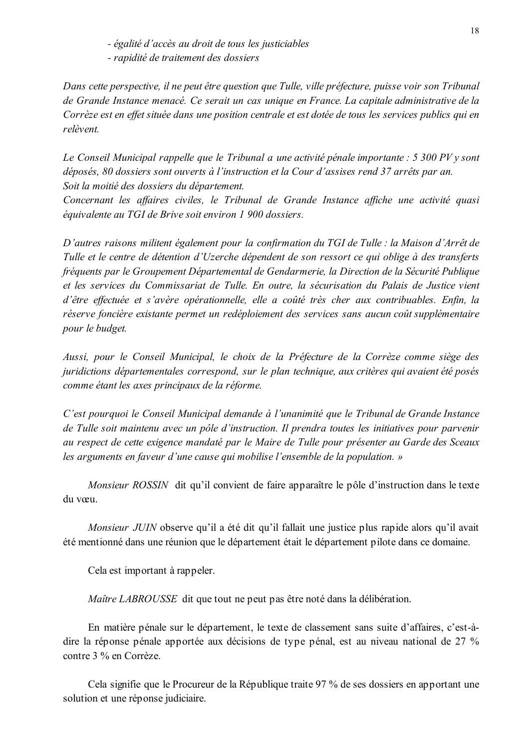*- égalité d'accès au droit de tous les justiciables*
*- rapidité de traitement des dossiers*

*Dans cette perspective, il ne peut être question que Tulle, ville préfecture, puisse voir son Tribunal de Grande Instance menacé. Ce serait un cas unique en France. La capitale administrative de la Corrèze est en effet située dans une position centrale et est dotée de tous les services publics qui en relèvent.*

*Le Conseil Municipal rappelle que le Tribunal a une activité pénale importante : 5 300 PV y sont déposés, 80 dossiers sont ouverts à l'instruction et la Cour d'assises rend 37 arrêts par an. Soit la moitié des dossiers du département.*
*Concernant les affaires civiles, le Tribunal de Grande Instance affiche une activité quasi équivalente au TGI de Brive soit environ 1 900 dossiers.*

*D'autres raisons militent également pour la confirmation du TGI de Tulle : la Maison d'Arrêt de Tulle et le centre de détention d'Uzerche dépendent de son ressort ce qui oblige à des transferts fréquents par le Groupement Départemental de Gendarmerie, la Direction de la Sécurité Publique et les services du Commissariat de Tulle. En outre, la sécurisation du Palais de Justice vient d'être effectuée et s'avère opérationnelle, elle a coûté très cher aux contribuables. Enfin, la réserve foncière existante permet un redéploiement des services sans aucun coût supplémentaire pour le budget.*

*Aussi, pour le Conseil Municipal, le choix de la Préfecture de la Corrèze comme siège des juridictions départementales correspond, sur le plan technique, aux critères qui avaient été posés comme étant les axes principaux de la réforme.*

*C'est pourquoi le Conseil Municipal demande à l'unanimité que le Tribunal de Grande Instance de Tulle soit maintenu avec un pôle d'instruction. Il prendra toutes les initiatives pour parvenir au respect de cette exigence mandaté par le Maire de Tulle pour présenter au Garde des Sceaux les arguments en faveur d'une cause qui mobilise l'ensemble de la population. »*

*Monsieur ROSSIN* dit qu'il convient de faire apparaître le pôle d'instruction dans le texte du vœu.

*Monsieur JUIN* observe qu'il a été dit qu'il fallait une justice plus rapide alors qu'il avait été mentionné dans une réunion que le département était le département pilote dans ce domaine.

Cela est important à rappeler.

*Maître LABROUSSE* dit que tout ne peut pas être noté dans la délibération.

En matière pénale sur le département, le texte de classement sans suite d'affaires, c'est-à-dire la réponse pénale apportée aux décisions de type pénal, est au niveau national de 27 % contre 3 % en Corrèze.

Cela signifie que le Procureur de la République traite 97 % de ses dossiers en apportant une solution et une réponse judiciaire.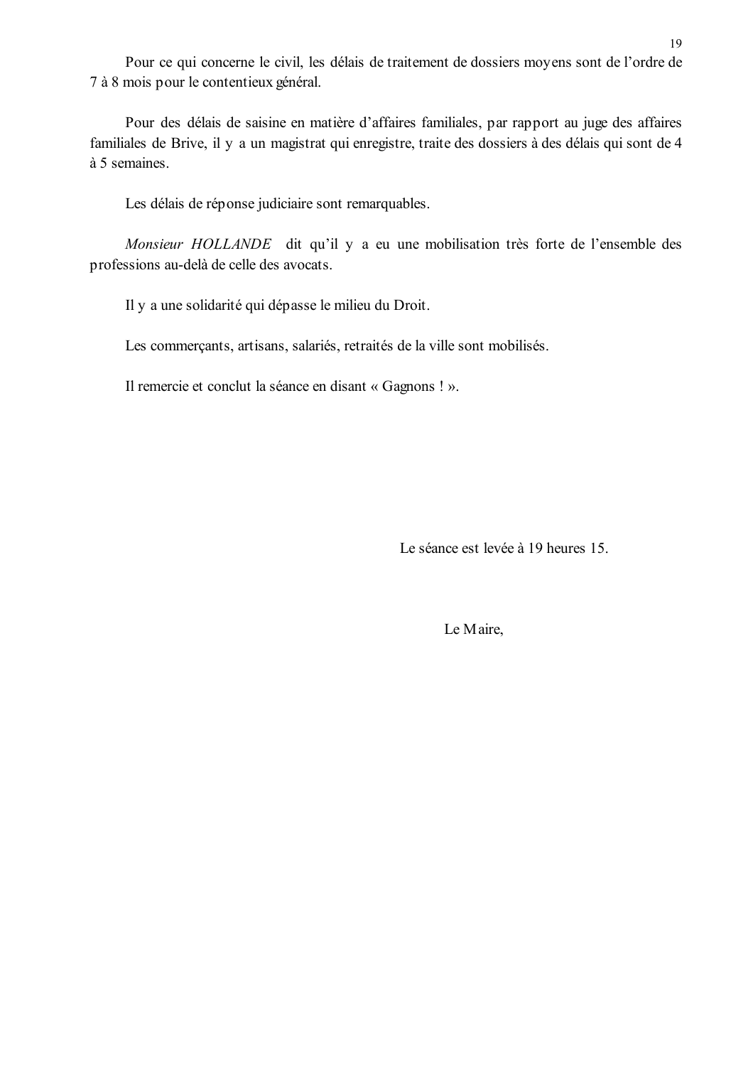Pour ce qui concerne le civil, les délais de traitement de dossiers moyens sont de l'ordre de 7 à 8 mois pour le contentieux général.

Pour des délais de saisine en matière d'affaires familiales, par rapport au juge des affaires familiales de Brive, il y a un magistrat qui enregistre, traite des dossiers à des délais qui sont de 4 à 5 semaines.

Les délais de réponse judiciaire sont remarquables.

*Monsieur HOLLANDE* dit qu'il y a eu une mobilisation très forte de l'ensemble des professions au-delà de celle des avocats.

Il y a une solidarité qui dépasse le milieu du Droit.

Les commerçants, artisans, salariés, retraités de la ville sont mobilisés.

Il remercie et conclut la séance en disant « Gagnons ! ».

Le séance est levée à 19 heures 15.

Le Maire,